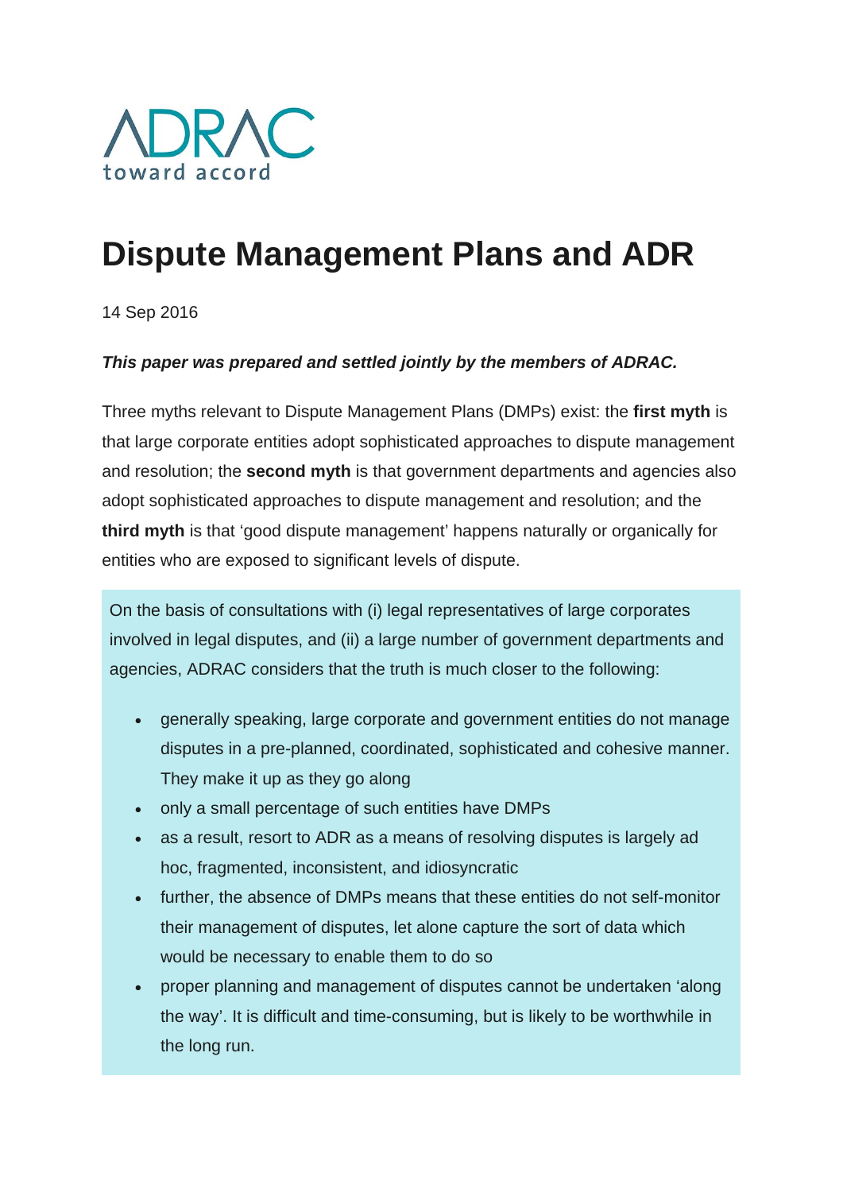ADRAC

toward accord

# Dispute Management Plans and ADR

14 Sep 2016

***This paper was prepared and settled jointly by the members of ADRAC.***

Three myths relevant to Dispute Management Plans (DMPs) exist: the **first myth** is that large corporate entities adopt sophisticated approaches to dispute management and resolution; the **second myth** is that government departments and agencies also adopt sophisticated approaches to dispute management and resolution; and the **third myth** is that 'good dispute management' happens naturally or organically for entities who are exposed to significant levels of dispute.

On the basis of consultations with (i) legal representatives of large corporates involved in legal disputes, and (ii) a large number of government departments and agencies, ADRAC considers that the truth is much closer to the following:

- generally speaking, large corporate and government entities do not manage disputes in a pre-planned, coordinated, sophisticated and cohesive manner. They make it up as they go along
- only a small percentage of such entities have DMPs
- as a result, resort to ADR as a means of resolving disputes is largely ad hoc, fragmented, inconsistent, and idiosyncratic
- further, the absence of DMPs means that these entities do not self-monitor their management of disputes, let alone capture the sort of data which would be necessary to enable them to do so
- proper planning and management of disputes cannot be undertaken 'along the way'. It is difficult and time-consuming, but is likely to be worthwhile in the long run.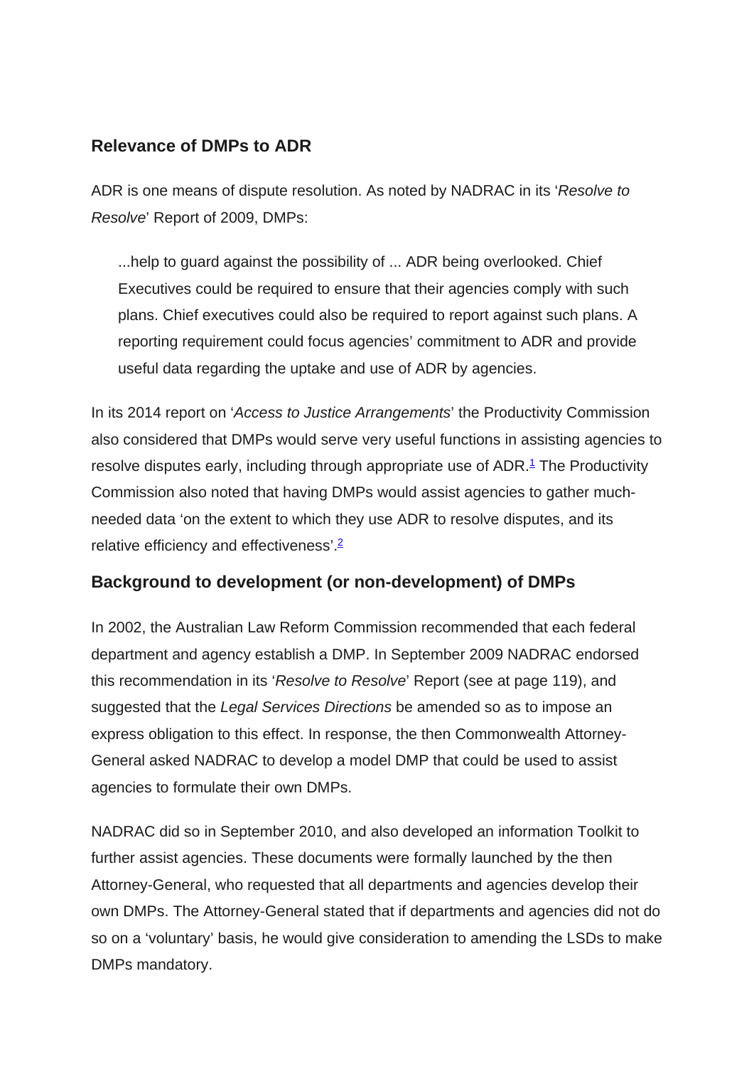## Relevance of DMPs to ADR

ADR is one means of dispute resolution. As noted by NADRAC in its '*Resolve to Resolve*' Report of 2009, DMPs:

> ...help to guard against the possibility of ... ADR being overlooked. Chief Executives could be required to ensure that their agencies comply with such plans. Chief executives could also be required to report against such plans. A reporting requirement could focus agencies' commitment to ADR and provide useful data regarding the uptake and use of ADR by agencies.

In its 2014 report on '*Access to Justice Arrangements*' the Productivity Commission also considered that DMPs would serve very useful functions in assisting agencies to resolve disputes early, including through appropriate use of ADR.[1] The Productivity Commission also noted that having DMPs would assist agencies to gather much-needed data 'on the extent to which they use ADR to resolve disputes, and its relative efficiency and effectiveness'.[2]

## Background to development (or non-development) of DMPs

In 2002, the Australian Law Reform Commission recommended that each federal department and agency establish a DMP. In September 2009 NADRAC endorsed this recommendation in its '*Resolve to Resolve*' Report (see at page 119), and suggested that the *Legal Services Directions* be amended so as to impose an express obligation to this effect. In response, the then Commonwealth Attorney-General asked NADRAC to develop a model DMP that could be used to assist agencies to formulate their own DMPs.

NADRAC did so in September 2010, and also developed an information Toolkit to further assist agencies. These documents were formally launched by the then Attorney-General, who requested that all departments and agencies develop their own DMPs. The Attorney-General stated that if departments and agencies did not do so on a 'voluntary' basis, he would give consideration to amending the LSDs to make DMPs mandatory.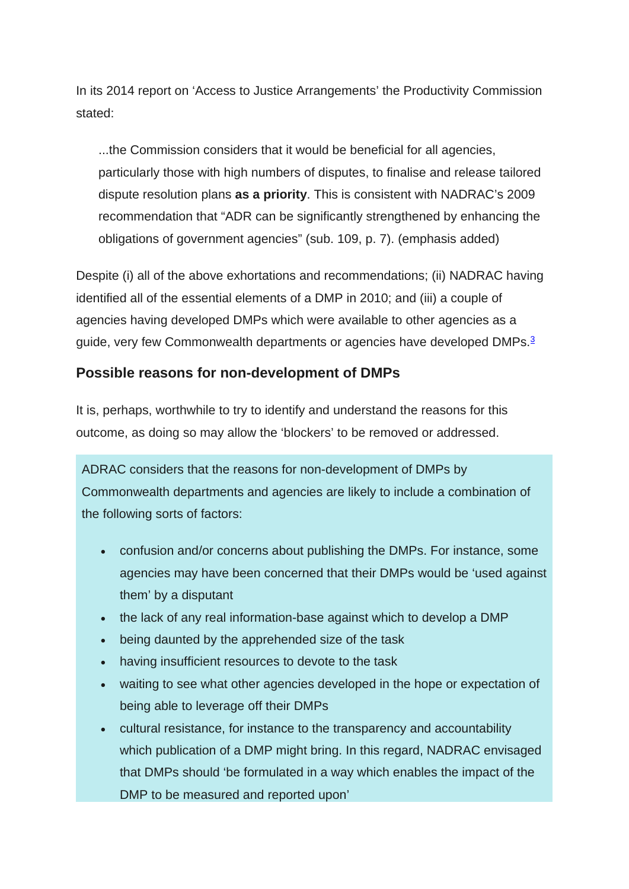In its 2014 report on 'Access to Justice Arrangements' the Productivity Commission stated:

> ...the Commission considers that it would be beneficial for all agencies, particularly those with high numbers of disputes, to finalise and release tailored dispute resolution plans **as a priority**. This is consistent with NADRAC's 2009 recommendation that "ADR can be significantly strengthened by enhancing the obligations of government agencies" (sub. 109, p. 7). (emphasis added)

Despite (i) all of the above exhortations and recommendations; (ii) NADRAC having identified all of the essential elements of a DMP in 2010; and (iii) a couple of agencies having developed DMPs which were available to other agencies as a guide, very few Commonwealth departments or agencies have developed DMPs.[3]

### Possible reasons for non-development of DMPs

It is, perhaps, worthwhile to try to identify and understand the reasons for this outcome, as doing so may allow the 'blockers' to be removed or addressed.

ADRAC considers that the reasons for non-development of DMPs by Commonwealth departments and agencies are likely to include a combination of the following sorts of factors:

- confusion and/or concerns about publishing the DMPs. For instance, some agencies may have been concerned that their DMPs would be 'used against them' by a disputant
- the lack of any real information-base against which to develop a DMP
- being daunted by the apprehended size of the task
- having insufficient resources to devote to the task
- waiting to see what other agencies developed in the hope or expectation of being able to leverage off their DMPs
- cultural resistance, for instance to the transparency and accountability which publication of a DMP might bring. In this regard, NADRAC envisaged that DMPs should 'be formulated in a way which enables the impact of the DMP to be measured and reported upon'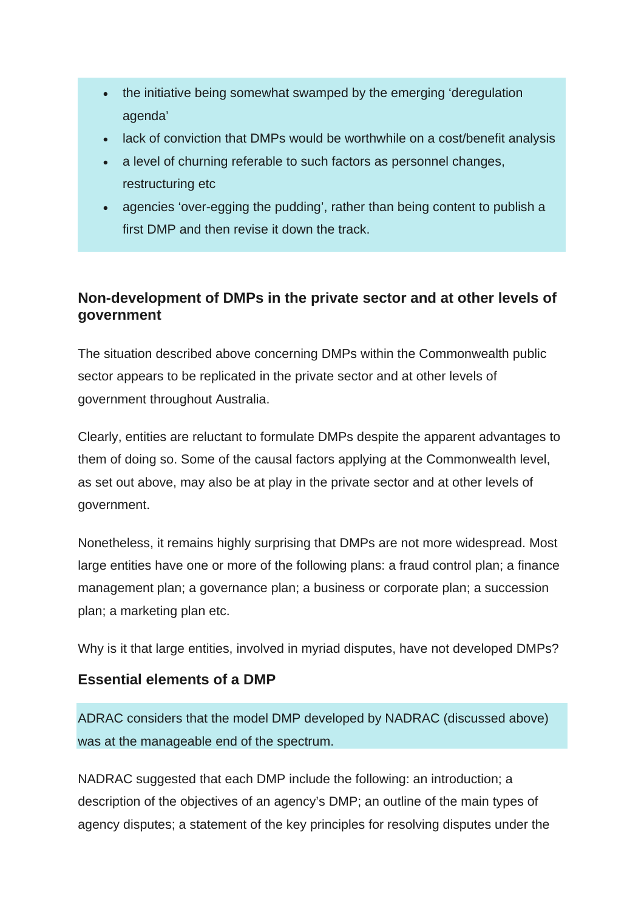- the initiative being somewhat swamped by the emerging 'deregulation agenda'
- lack of conviction that DMPs would be worthwhile on a cost/benefit analysis
- a level of churning referable to such factors as personnel changes, restructuring etc
- agencies 'over-egging the pudding', rather than being content to publish a first DMP and then revise it down the track.

### Non-development of DMPs in the private sector and at other levels of government

The situation described above concerning DMPs within the Commonwealth public sector appears to be replicated in the private sector and at other levels of government throughout Australia.

Clearly, entities are reluctant to formulate DMPs despite the apparent advantages to them of doing so. Some of the causal factors applying at the Commonwealth level, as set out above, may also be at play in the private sector and at other levels of government.

Nonetheless, it remains highly surprising that DMPs are not more widespread. Most large entities have one or more of the following plans: a fraud control plan; a finance management plan; a governance plan; a business or corporate plan; a succession plan; a marketing plan etc.

Why is it that large entities, involved in myriad disputes, have not developed DMPs?

### Essential elements of a DMP

ADRAC considers that the model DMP developed by NADRAC (discussed above) was at the manageable end of the spectrum.

NADRAC suggested that each DMP include the following: an introduction; a description of the objectives of an agency's DMP; an outline of the main types of agency disputes; a statement of the key principles for resolving disputes under the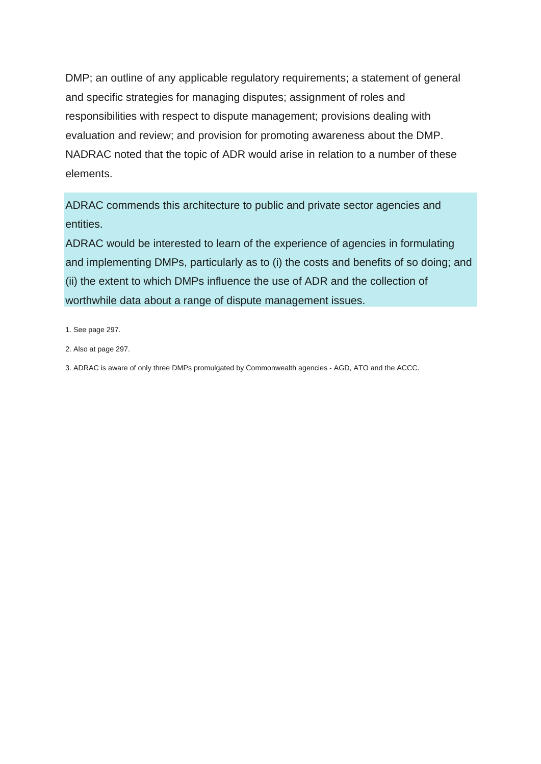DMP; an outline of any applicable regulatory requirements; a statement of general and specific strategies for managing disputes; assignment of roles and responsibilities with respect to dispute management; provisions dealing with evaluation and review; and provision for promoting awareness about the DMP. NADRAC noted that the topic of ADR would arise in relation to a number of these elements.

> ADRAC commends this architecture to public and private sector agencies and entities.
> ADRAC would be interested to learn of the experience of agencies in formulating and implementing DMPs, particularly as to (i) the costs and benefits of so doing; and (ii) the extent to which DMPs influence the use of ADR and the collection of worthwhile data about a range of dispute management issues.

1. See page 297.

2. Also at page 297.

3. ADRAC is aware of only three DMPs promulgated by Commonwealth agencies - AGD, ATO and the ACCC.